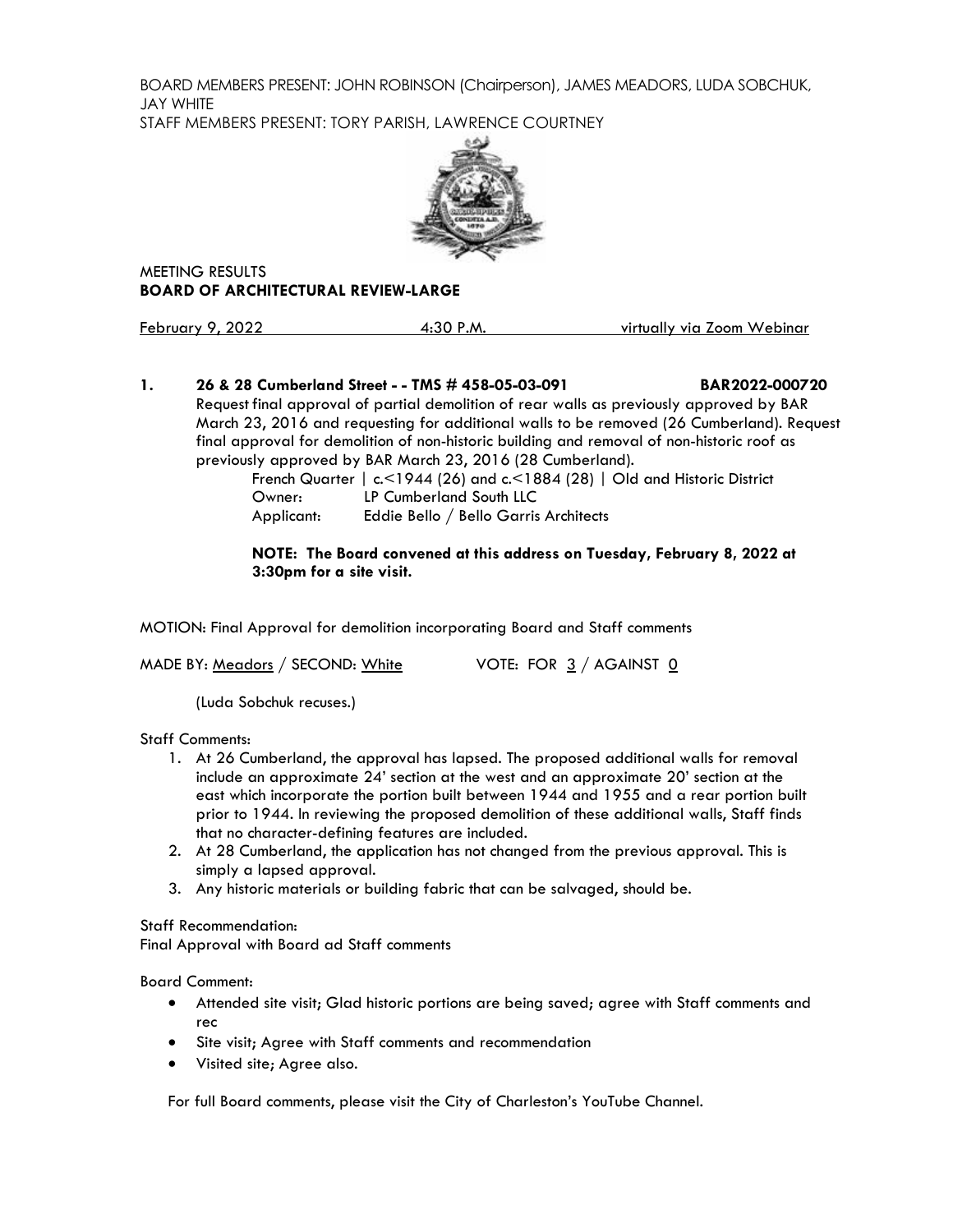BOARD MEMBERS PRESENT: JOHN ROBINSON (Chairperson), JAMES MEADORS, LUDA SOBCHUK, JAY WHITE
STAFF MEMBERS PRESENT: TORY PARISH, LAWRENCE COURTNEY

MEETING RESULTS
**BOARD OF ARCHITECTURAL REVIEW-LARGE**

February 9, 2022 4:30 P.M. virtually via Zoom Webinar

**1. 26 & 28 Cumberland Street - - TMS # 458-05-03-091 BAR2022-000720**

Request final approval of partial demolition of rear walls as previously approved by BAR March 23, 2016 and requesting for additional walls to be removed (26 Cumberland). Request final approval for demolition of non-historic building and removal of non-historic roof as previously approved by BAR March 23, 2016 (28 Cumberland).

French Quarter | c.<1944 (26) and c.<1884 (28) | Old and Historic District
Owner: LP Cumberland South LLC
Applicant: Eddie Bello / Bello Garris Architects

**NOTE: The Board convened at this address on Tuesday, February 8, 2022 at 3:30pm for a site visit.**

MOTION: Final Approval for demolition incorporating Board and Staff comments

MADE BY: Meadors / SECOND: White VOTE: FOR 3 / AGAINST 0

(Luda Sobchuk recuses.)

Staff Comments:

1. At 26 Cumberland, the approval has lapsed. The proposed additional walls for removal include an approximate 24' section at the west and an approximate 20' section at the east which incorporate the portion built between 1944 and 1955 and a rear portion built prior to 1944. In reviewing the proposed demolition of these additional walls, Staff finds that no character-defining features are included.
2. At 28 Cumberland, the application has not changed from the previous approval. This is simply a lapsed approval.
3. Any historic materials or building fabric that can be salvaged, should be.

Staff Recommendation:
Final Approval with Board ad Staff comments

Board Comment:

- Attended site visit; Glad historic portions are being saved; agree with Staff comments and rec
- Site visit; Agree with Staff comments and recommendation
- Visited site; Agree also.

For full Board comments, please visit the City of Charleston's YouTube Channel.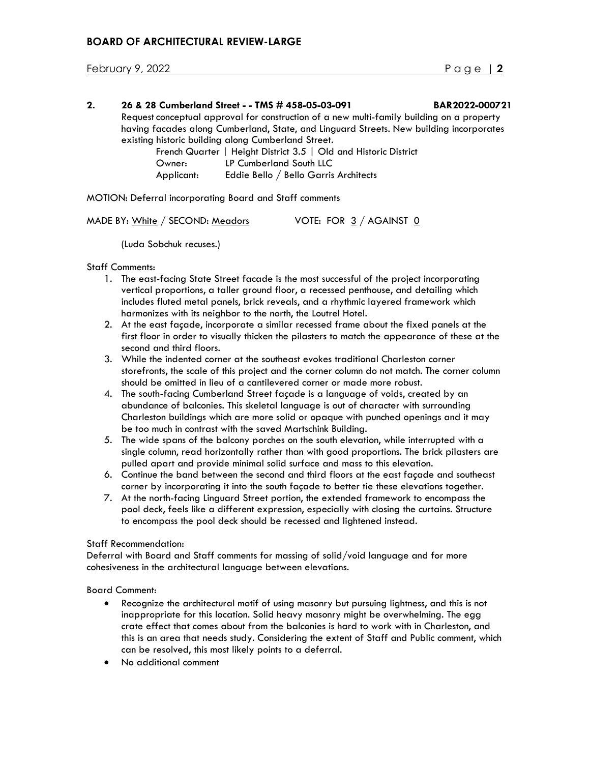**2. 26 & 28 Cumberland Street - - TMS # 458-05-03-091 BAR2022-000721**

Request conceptual approval for construction of a new multi-family building on a property having facades along Cumberland, State, and Linguard Streets. New building incorporates existing historic building along Cumberland Street.

French Quarter | Height District 3.5 | Old and Historic District

Owner: LP Cumberland South LLC

Applicant: Eddie Bello / Bello Garris Architects

MOTION: Deferral incorporating Board and Staff comments

MADE BY: White / SECOND: Meadors VOTE: FOR 3 / AGAINST 0

(Luda Sobchuk recuses.)

Staff Comments:

1. The east-facing State Street facade is the most successful of the project incorporating vertical proportions, a taller ground floor, a recessed penthouse, and detailing which includes fluted metal panels, brick reveals, and a rhythmic layered framework which harmonizes with its neighbor to the north, the Loutrel Hotel.
2. At the east façade, incorporate a similar recessed frame about the fixed panels at the first floor in order to visually thicken the pilasters to match the appearance of these at the second and third floors.
3. While the indented corner at the southeast evokes traditional Charleston corner storefronts, the scale of this project and the corner column do not match. The corner column should be omitted in lieu of a cantilevered corner or made more robust.
4. The south-facing Cumberland Street façade is a language of voids, created by an abundance of balconies. This skeletal language is out of character with surrounding Charleston buildings which are more solid or opaque with punched openings and it may be too much in contrast with the saved Martschink Building.
5. The wide spans of the balcony porches on the south elevation, while interrupted with a single column, read horizontally rather than with good proportions. The brick pilasters are pulled apart and provide minimal solid surface and mass to this elevation.
6. Continue the band between the second and third floors at the east façade and southeast corner by incorporating it into the south façade to better tie these elevations together.
7. At the north-facing Linguard Street portion, the extended framework to encompass the pool deck, feels like a different expression, especially with closing the curtains. Structure to encompass the pool deck should be recessed and lightened instead.

Staff Recommendation:

Deferral with Board and Staff comments for massing of solid/void language and for more cohesiveness in the architectural language between elevations.

Board Comment:

- Recognize the architectural motif of using masonry but pursuing lightness, and this is not inappropriate for this location. Solid heavy masonry might be overwhelming. The egg crate effect that comes about from the balconies is hard to work with in Charleston, and this is an area that needs study. Considering the extent of Staff and Public comment, which can be resolved, this most likely points to a deferral.
- No additional comment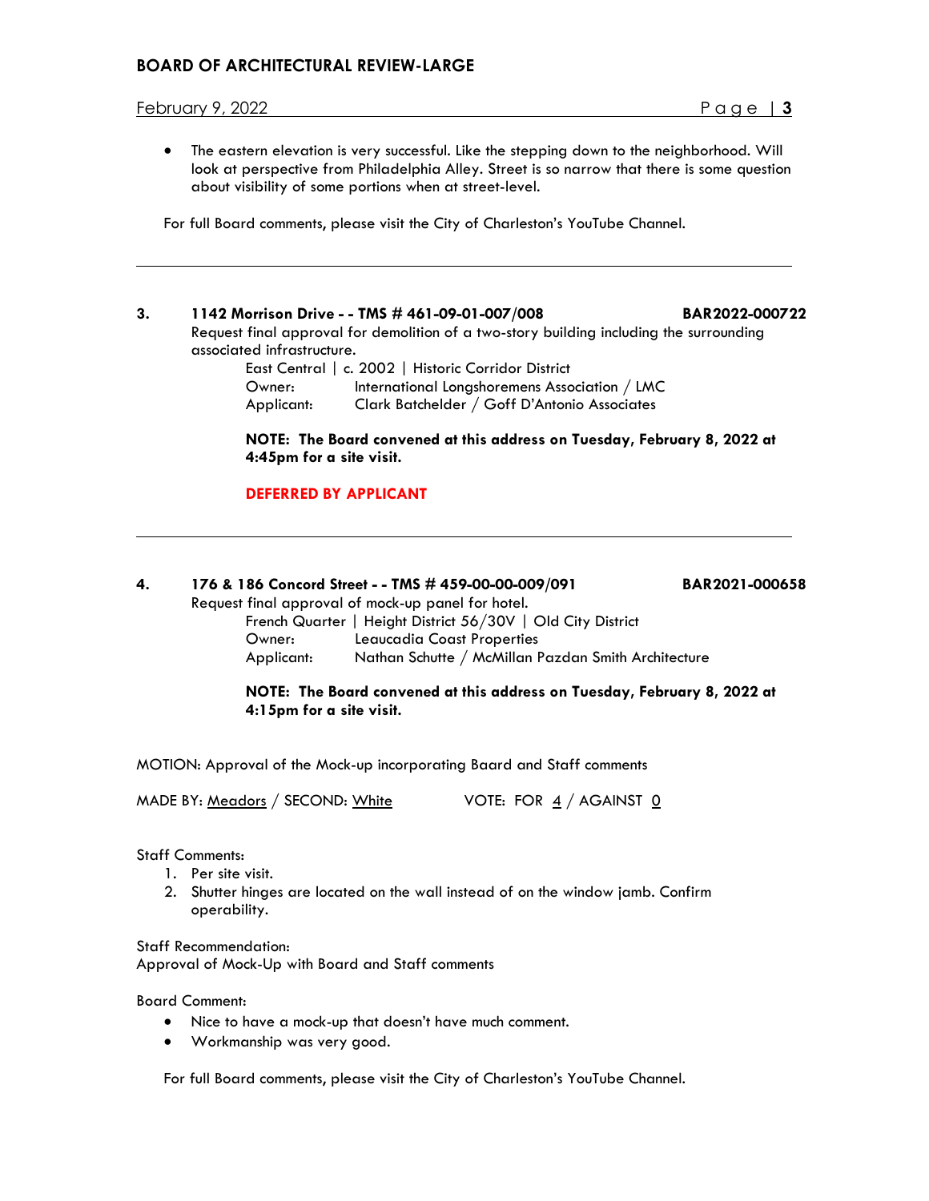- The eastern elevation is very successful. Like the stepping down to the neighborhood. Will look at perspective from Philadelphia Alley. Street is so narrow that there is some question about visibility of some portions when at street-level.

For full Board comments, please visit the City of Charleston's YouTube Channel.

---

**3. 1142 Morrison Drive - - TMS # 461-09-01-007/008 BAR2022-000722**

Request final approval for demolition of a two-story building including the surrounding associated infrastructure.

East Central | c. 2002 | Historic Corridor District
Owner: International Longshoremens Association / LMC
Applicant: Clark Batchelder / Goff D'Antonio Associates

**NOTE: The Board convened at this address on Tuesday, February 8, 2022 at 4:45pm for a site visit.**

**DEFERRED BY APPLICANT**

---

**4. 176 & 186 Concord Street - - TMS # 459-00-00-009/091 BAR2021-000658**

Request final approval of mock-up panel for hotel.

French Quarter | Height District 56/30V | Old City District
Owner: Leaucadia Coast Properties
Applicant: Nathan Schutte / McMillan Pazdan Smith Architecture

**NOTE: The Board convened at this address on Tuesday, February 8, 2022 at 4:15pm for a site visit.**

MOTION: Approval of the Mock-up incorporating Baard and Staff comments

MADE BY: Meadors / SECOND: White VOTE: FOR 4 / AGAINST 0

Staff Comments:

1. Per site visit.
2. Shutter hinges are located on the wall instead of on the window jamb. Confirm operability.

Staff Recommendation:
Approval of Mock-Up with Board and Staff comments

Board Comment:

- Nice to have a mock-up that doesn't have much comment.
- Workmanship was very good.

For full Board comments, please visit the City of Charleston's YouTube Channel.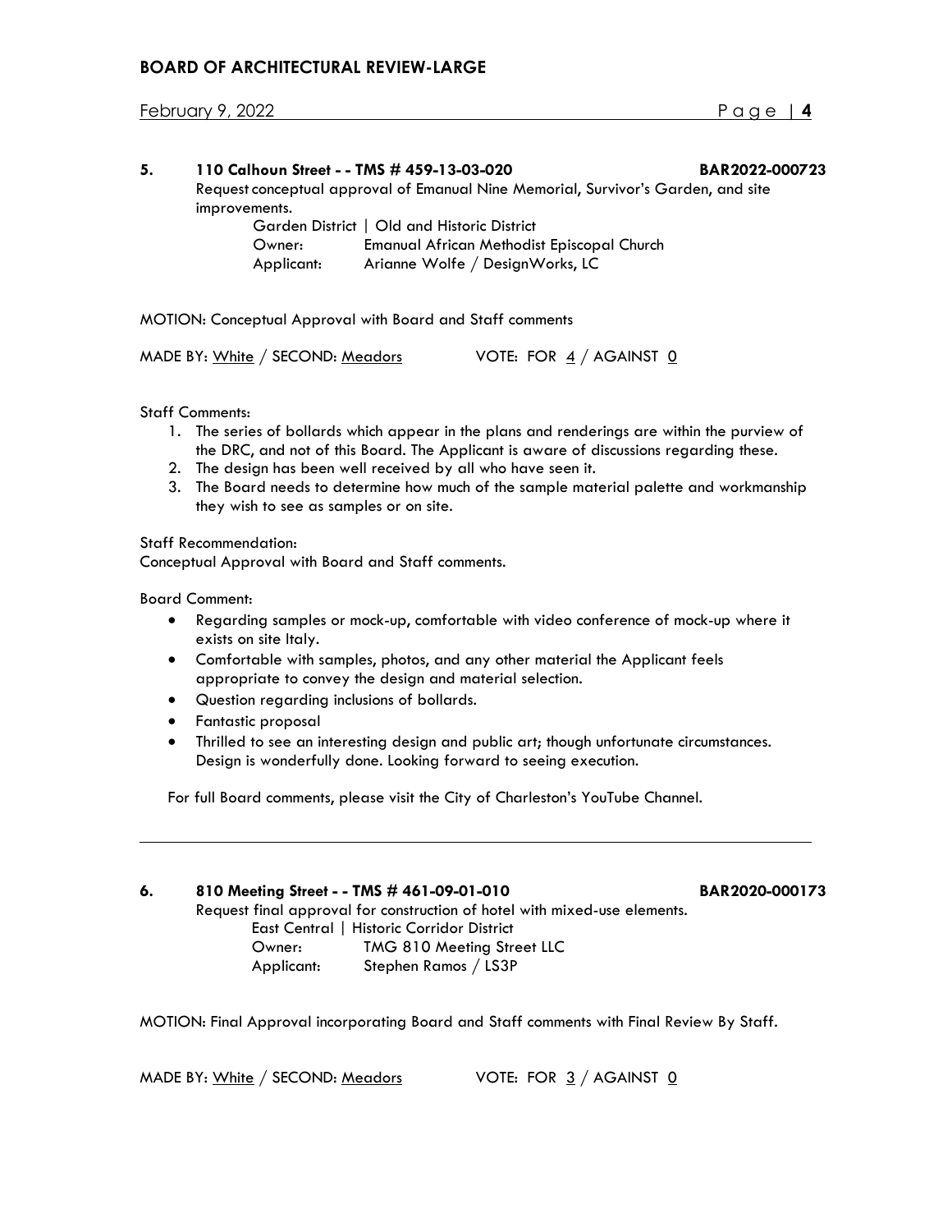**5. 110 Calhoun Street - - TMS # 459-13-03-020 BAR2022-000723**

Request conceptual approval of Emanual Nine Memorial, Survivor's Garden, and site improvements.

Garden District | Old and Historic District
Owner: Emanual African Methodist Episcopal Church
Applicant: Arianne Wolfe / DesignWorks, LC

MOTION: Conceptual Approval with Board and Staff comments

MADE BY: White / SECOND: Meadors VOTE: FOR 4 / AGAINST 0

Staff Comments:

1. The series of bollards which appear in the plans and renderings are within the purview of the DRC, and not of this Board. The Applicant is aware of discussions regarding these.
2. The design has been well received by all who have seen it.
3. The Board needs to determine how much of the sample material palette and workmanship they wish to see as samples or on site.

Staff Recommendation:
Conceptual Approval with Board and Staff comments.

Board Comment:

- Regarding samples or mock-up, comfortable with video conference of mock-up where it exists on site Italy.
- Comfortable with samples, photos, and any other material the Applicant feels appropriate to convey the design and material selection.
- Question regarding inclusions of bollards.
- Fantastic proposal
- Thrilled to see an interesting design and public art; though unfortunate circumstances. Design is wonderfully done. Looking forward to seeing execution.

For full Board comments, please visit the City of Charleston's YouTube Channel.

---

**6. 810 Meeting Street - - TMS # 461-09-01-010 BAR2020-000173**

Request final approval for construction of hotel with mixed-use elements.

East Central | Historic Corridor District
Owner: TMG 810 Meeting Street LLC
Applicant: Stephen Ramos / LS3P

MOTION: Final Approval incorporating Board and Staff comments with Final Review By Staff.

MADE BY: White / SECOND: Meadors VOTE: FOR 3 / AGAINST 0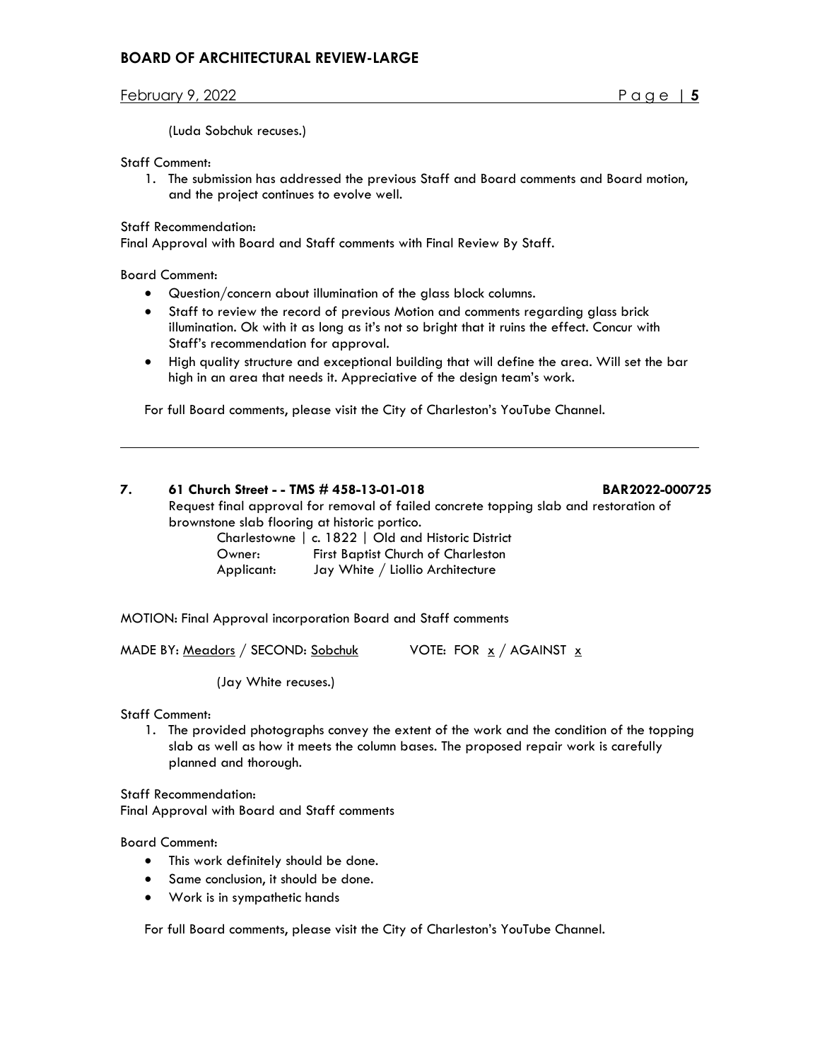(Luda Sobchuk recuses.)

Staff Comment:

1. The submission has addressed the previous Staff and Board comments and Board motion, and the project continues to evolve well.

Staff Recommendation:
Final Approval with Board and Staff comments with Final Review By Staff.

Board Comment:

- Question/concern about illumination of the glass block columns.
- Staff to review the record of previous Motion and comments regarding glass brick illumination. Ok with it as long as it's not so bright that it ruins the effect. Concur with Staff's recommendation for approval.
- High quality structure and exceptional building that will define the area. Will set the bar high in an area that needs it. Appreciative of the design team's work.

For full Board comments, please visit the City of Charleston's YouTube Channel.

---

**7. 61 Church Street - - TMS # 458-13-01-018 BAR2022-000725**

Request final approval for removal of failed concrete topping slab and restoration of brownstone slab flooring at historic portico.

Charlestowne | c. 1822 | Old and Historic District
Owner: First Baptist Church of Charleston
Applicant: Jay White / Liollio Architecture

MOTION: Final Approval incorporation Board and Staff comments

MADE BY: Meadors / SECOND: Sobchuk VOTE: FOR x / AGAINST x

(Jay White recuses.)

Staff Comment:

1. The provided photographs convey the extent of the work and the condition of the topping slab as well as how it meets the column bases. The proposed repair work is carefully planned and thorough.

Staff Recommendation:
Final Approval with Board and Staff comments

Board Comment:

- This work definitely should be done.
- Same conclusion, it should be done.
- Work is in sympathetic hands

For full Board comments, please visit the City of Charleston's YouTube Channel.